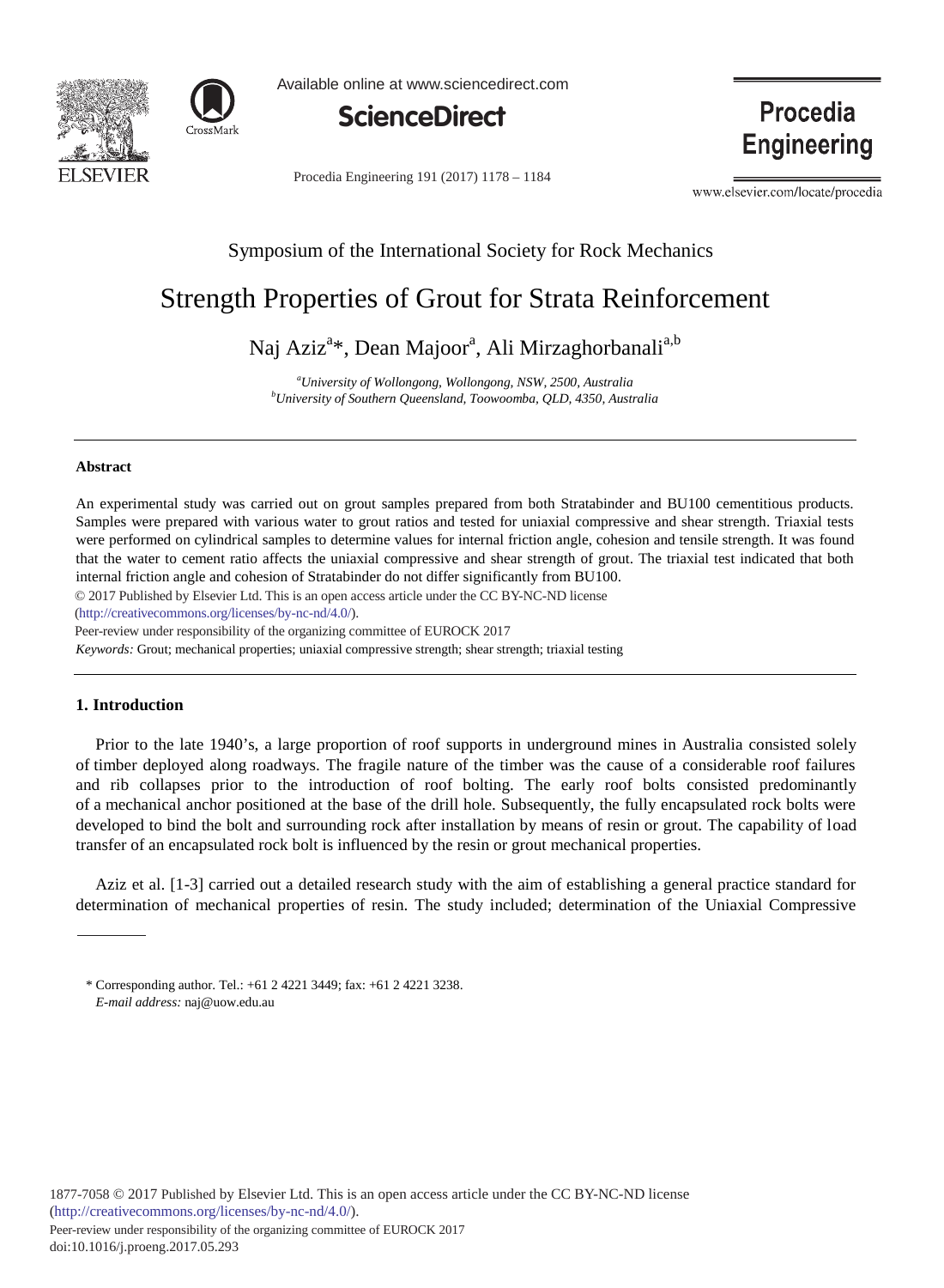Symposium of the International Society for Rock Mechanics

# Strength Properties of Grout for Strata Reinforcement

Naj Aziz[a]*, Dean Majoor[a], Ali Mirzaghorbanali[a,b]

[a] *University of Wollongong, Wollongong, NSW, 2500, Australia*
[b] *University of Southern Queensland, Toowoomba, QLD, 4350, Australia*

---

### Abstract

An experimental study was carried out on grout samples prepared from both Stratabinder and BU100 cementitious products. Samples were prepared with various water to grout ratios and tested for uniaxial compressive and shear strength. Triaxial tests were performed on cylindrical samples to determine values for internal friction angle, cohesion and tensile strength. It was found that the water to cement ratio affects the uniaxial compressive and shear strength of grout. The triaxial test indicated that both internal friction angle and cohesion of Stratabinder do not differ significantly from BU100.

© 2017 Published by Elsevier Ltd. This is an open access article under the CC BY-NC-ND license (http://creativecommons.org/licenses/by-nc-nd/4.0/).

Peer-review under responsibility of the organizing committee of EUROCK 2017

*Keywords:* Grout; mechanical properties; uniaxial compressive strength; shear strength; triaxial testing

---

## 1. Introduction

Prior to the late 1940's, a large proportion of roof supports in underground mines in Australia consisted solely of timber deployed along roadways. The fragile nature of the timber was the cause of a considerable roof failures and rib collapses prior to the introduction of roof bolting. The early roof bolts consisted predominantly of a mechanical anchor positioned at the base of the drill hole. Subsequently, the fully encapsulated rock bolts were developed to bind the bolt and surrounding rock after installation by means of resin or grout. The capability of load transfer of an encapsulated rock bolt is influenced by the resin or grout mechanical properties.

Aziz et al. [1-3] carried out a detailed research study with the aim of establishing a general practice standard for determination of mechanical properties of resin. The study included; determination of the Uniaxial Compressive

---

\* Corresponding author. Tel.: +61 2 4221 3449; fax: +61 2 4221 3238.
*E-mail address:* naj@uow.edu.au

1877-7058 © 2017 Published by Elsevier Ltd. This is an open access article under the CC BY-NC-ND license (http://creativecommons.org/licenses/by-nc-nd/4.0/).
Peer-review under responsibility of the organizing committee of EUROCK 2017
doi:10.1016/j.proeng.2017.05.293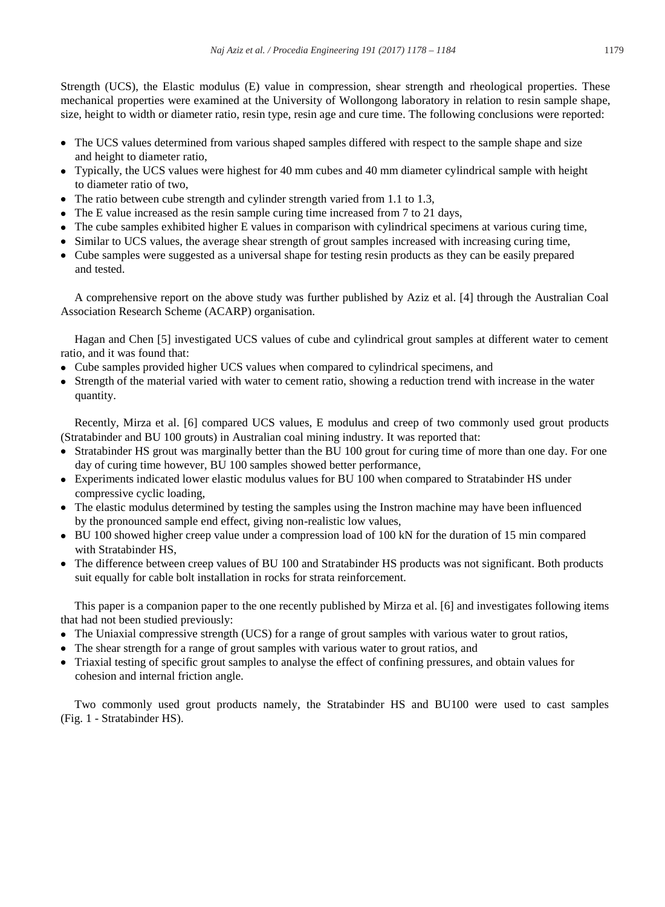Strength (UCS), the Elastic modulus (E) value in compression, shear strength and rheological properties. These mechanical properties were examined at the University of Wollongong laboratory in relation to resin sample shape, size, height to width or diameter ratio, resin type, resin age and cure time. The following conclusions were reported:

- The UCS values determined from various shaped samples differed with respect to the sample shape and size and height to diameter ratio,
- Typically, the UCS values were highest for 40 mm cubes and 40 mm diameter cylindrical sample with height to diameter ratio of two,
- The ratio between cube strength and cylinder strength varied from 1.1 to 1.3,
- The E value increased as the resin sample curing time increased from 7 to 21 days,
- The cube samples exhibited higher E values in comparison with cylindrical specimens at various curing time,
- Similar to UCS values, the average shear strength of grout samples increased with increasing curing time,
- Cube samples were suggested as a universal shape for testing resin products as they can be easily prepared and tested.

A comprehensive report on the above study was further published by Aziz et al. [4] through the Australian Coal Association Research Scheme (ACARP) organisation.

Hagan and Chen [5] investigated UCS values of cube and cylindrical grout samples at different water to cement ratio, and it was found that:

- Cube samples provided higher UCS values when compared to cylindrical specimens, and
- Strength of the material varied with water to cement ratio, showing a reduction trend with increase in the water quantity.

Recently, Mirza et al. [6] compared UCS values, E modulus and creep of two commonly used grout products (Stratabinder and BU 100 grouts) in Australian coal mining industry. It was reported that:

- Stratabinder HS grout was marginally better than the BU 100 grout for curing time of more than one day. For one day of curing time however, BU 100 samples showed better performance,
- Experiments indicated lower elastic modulus values for BU 100 when compared to Stratabinder HS under compressive cyclic loading,
- The elastic modulus determined by testing the samples using the Instron machine may have been influenced by the pronounced sample end effect, giving non-realistic low values,
- BU 100 showed higher creep value under a compression load of 100 kN for the duration of 15 min compared with Stratabinder HS,
- The difference between creep values of BU 100 and Stratabinder HS products was not significant. Both products suit equally for cable bolt installation in rocks for strata reinforcement.

This paper is a companion paper to the one recently published by Mirza et al. [6] and investigates following items that had not been studied previously:

- The Uniaxial compressive strength (UCS) for a range of grout samples with various water to grout ratios,
- The shear strength for a range of grout samples with various water to grout ratios, and
- Triaxial testing of specific grout samples to analyse the effect of confining pressures, and obtain values for cohesion and internal friction angle.

Two commonly used grout products namely, the Stratabinder HS and BU100 were used to cast samples (Fig. 1 - Stratabinder HS).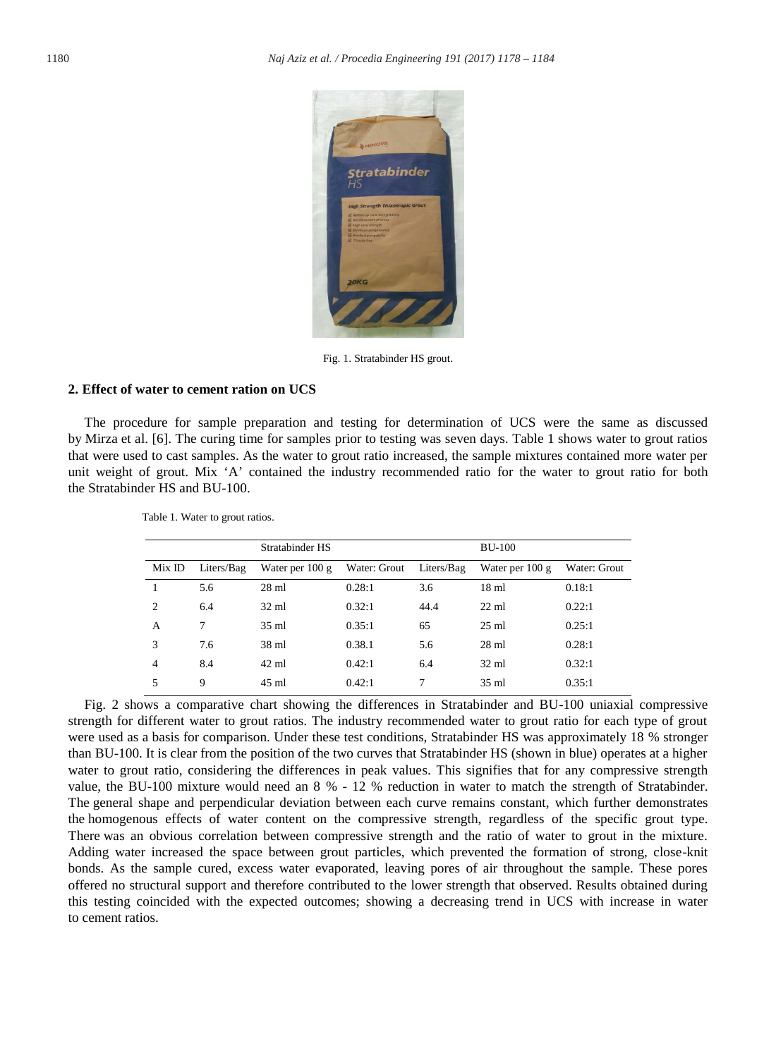Fig. 1. Stratabinder HS grout.

## 2. Effect of water to cement ration on UCS

The procedure for sample preparation and testing for determination of UCS were the same as discussed by Mirza et al. [6]. The curing time for samples prior to testing was seven days. Table 1 shows water to grout ratios that were used to cast samples. As the water to grout ratio increased, the sample mixtures contained more water per unit weight of grout. Mix 'A' contained the industry recommended ratio for the water to grout ratio for both the Stratabinder HS and BU-100.

Table 1. Water to grout ratios.

| | Stratabinder HS | | | BU-100 | | |
|---|---|---|---|---|---|---|
| Mix ID | Liters/Bag | Water per 100 g | Water: Grout | Liters/Bag | Water per 100 g | Water: Grout |
| 1 | 5.6 | 28 ml | 0.28:1 | 3.6 | 18 ml | 0.18:1 |
| 2 | 6.4 | 32 ml | 0.32:1 | 44.4 | 22 ml | 0.22:1 |
| A | 7 | 35 ml | 0.35:1 | 65 | 25 ml | 0.25:1 |
| 3 | 7.6 | 38 ml | 0.38.1 | 5.6 | 28 ml | 0.28:1 |
| 4 | 8.4 | 42 ml | 0.42:1 | 6.4 | 32 ml | 0.32:1 |
| 5 | 9 | 45 ml | 0.42:1 | 7 | 35 ml | 0.35:1 |

Fig. 2 shows a comparative chart showing the differences in Stratabinder and BU-100 uniaxial compressive strength for different water to grout ratios. The industry recommended water to grout ratio for each type of grout were used as a basis for comparison. Under these test conditions, Stratabinder HS was approximately 18 % stronger than BU-100. It is clear from the position of the two curves that Stratabinder HS (shown in blue) operates at a higher water to grout ratio, considering the differences in peak values. This signifies that for any compressive strength value, the BU-100 mixture would need an 8 % - 12 % reduction in water to match the strength of Stratabinder. The general shape and perpendicular deviation between each curve remains constant, which further demonstrates the homogenous effects of water content on the compressive strength, regardless of the specific grout type. There was an obvious correlation between compressive strength and the ratio of water to grout in the mixture. Adding water increased the space between grout particles, which prevented the formation of strong, close-knit bonds. As the sample cured, excess water evaporated, leaving pores of air throughout the sample. These pores offered no structural support and therefore contributed to the lower strength that observed. Results obtained during this testing coincided with the expected outcomes; showing a decreasing trend in UCS with increase in water to cement ratios.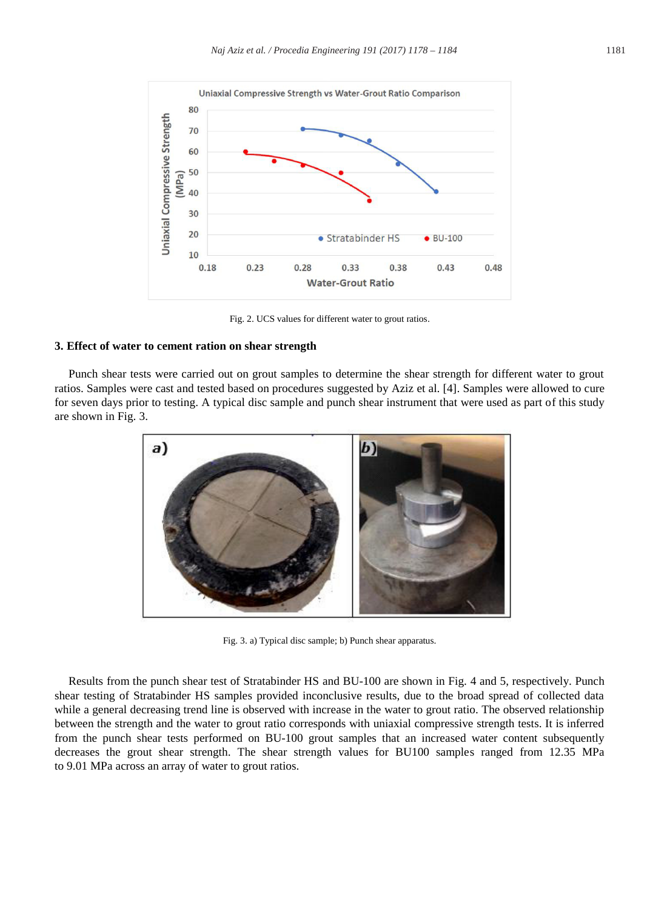Fig. 2. UCS values for different water to grout ratios.

## 3. Effect of water to cement ration on shear strength

Punch shear tests were carried out on grout samples to determine the shear strength for different water to grout ratios. Samples were cast and tested based on procedures suggested by Aziz et al. [4]. Samples were allowed to cure for seven days prior to testing. A typical disc sample and punch shear instrument that were used as part of this study are shown in Fig. 3.

Fig. 3. a) Typical disc sample; b) Punch shear apparatus.

Results from the punch shear test of Stratabinder HS and BU-100 are shown in Fig. 4 and 5, respectively. Punch shear testing of Stratabinder HS samples provided inconclusive results, due to the broad spread of collected data while a general decreasing trend line is observed with increase in the water to grout ratio. The observed relationship between the strength and the water to grout ratio corresponds with uniaxial compressive strength tests. It is inferred from the punch shear tests performed on BU-100 grout samples that an increased water content subsequently decreases the grout shear strength. The shear strength values for BU100 samples ranged from 12.35 MPa to 9.01 MPa across an array of water to grout ratios.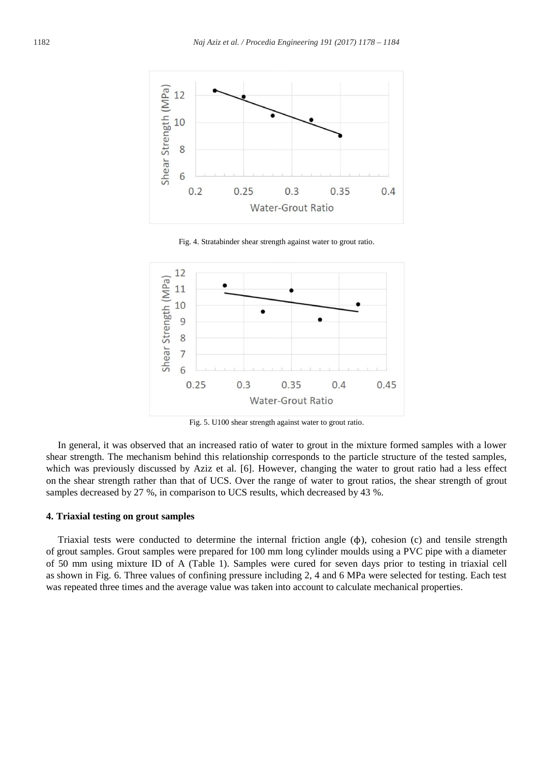Fig. 4. Stratabinder shear strength against water to grout ratio.

Fig. 5. U100 shear strength against water to grout ratio.

In general, it was observed that an increased ratio of water to grout in the mixture formed samples with a lower shear strength. The mechanism behind this relationship corresponds to the particle structure of the tested samples, which was previously discussed by Aziz et al. [6]. However, changing the water to grout ratio had a less effect on the shear strength rather than that of UCS. Over the range of water to grout ratios, the shear strength of grout samples decreased by 27 %, in comparison to UCS results, which decreased by 43 %.

## 4. Triaxial testing on grout samples

Triaxial tests were conducted to determine the internal friction angle ($\phi$), cohesion (c) and tensile strength of grout samples. Grout samples were prepared for 100 mm long cylinder moulds using a PVC pipe with a diameter of 50 mm using mixture ID of A (Table 1). Samples were cured for seven days prior to testing in triaxial cell as shown in Fig. 6. Three values of confining pressure including 2, 4 and 6 MPa were selected for testing. Each test was repeated three times and the average value was taken into account to calculate mechanical properties.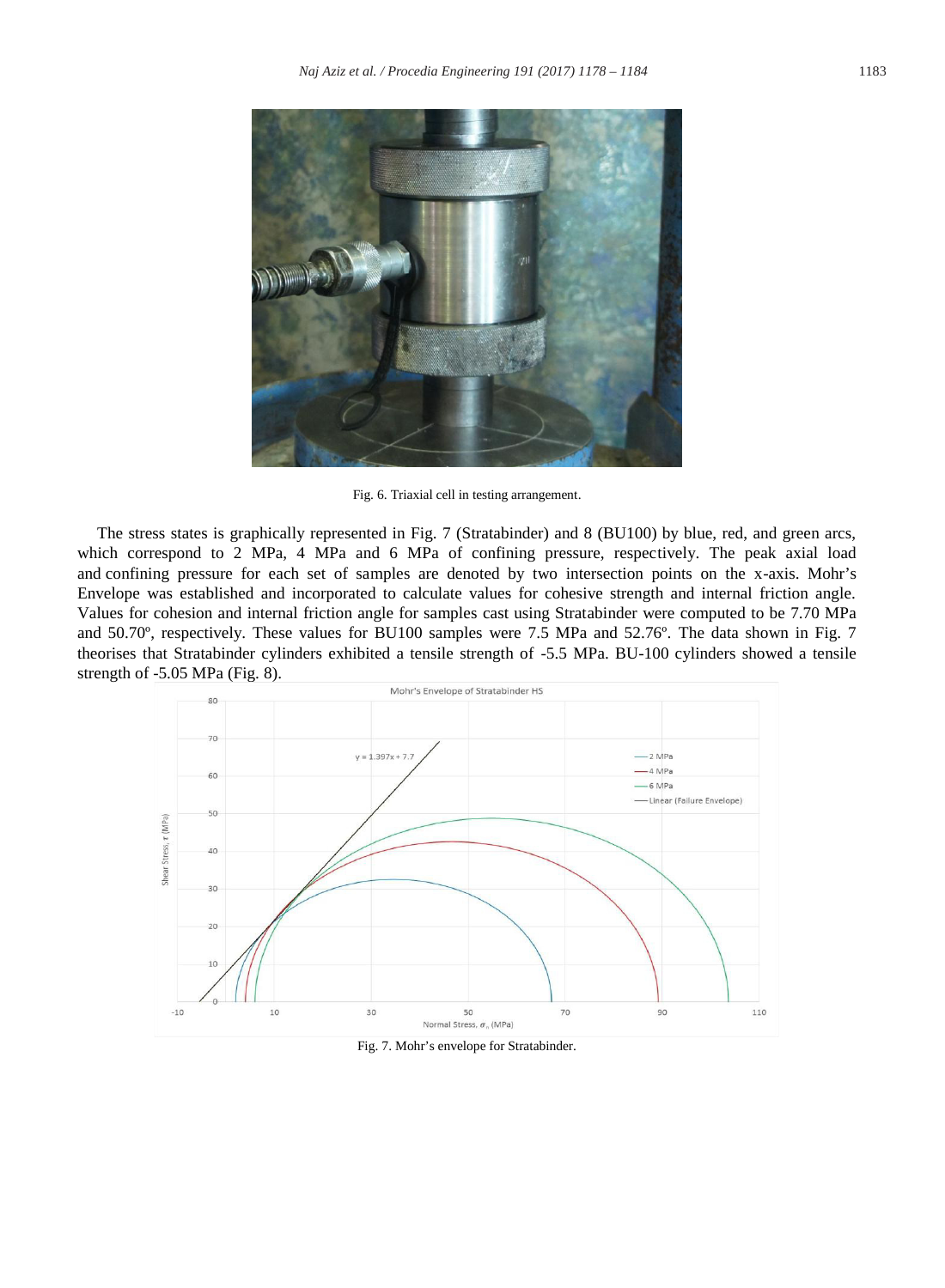Fig. 6. Triaxial cell in testing arrangement.

The stress states is graphically represented in Fig. 7 (Stratabinder) and 8 (BU100) by blue, red, and green arcs, which correspond to 2 MPa, 4 MPa and 6 MPa of confining pressure, respectively. The peak axial load and confining pressure for each set of samples are denoted by two intersection points on the x-axis. Mohr's Envelope was established and incorporated to calculate values for cohesive strength and internal friction angle. Values for cohesion and internal friction angle for samples cast using Stratabinder were computed to be 7.70 MPa and 50.70º, respectively. These values for BU100 samples were 7.5 MPa and 52.76º. The data shown in Fig. 7 theorises that Stratabinder cylinders exhibited a tensile strength of -5.5 MPa. BU-100 cylinders showed a tensile strength of -5.05 MPa (Fig. 8).

Fig. 7. Mohr's envelope for Stratabinder.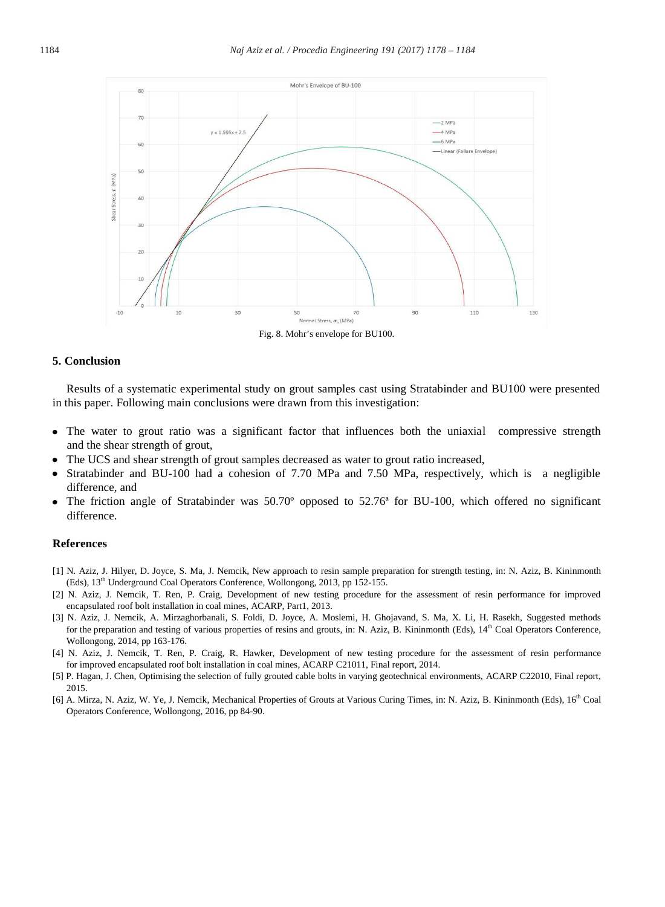Mohr's Envelope of BU-100

y = 1.595x + 7.5

2 MPa
4 MPa
6 MPa
Linear (Failure Envelope)

Shear Stress, τ (MPa)

Normal Stress, $\sigma_n$ (MPa)

0
10
20
30
40
50
60
70
80

-10
10
30
50
70
90
110
130

Fig. 8. Mohr's envelope for BU100.

## 5. Conclusion

Results of a systematic experimental study on grout samples cast using Stratabinder and BU100 were presented in this paper. Following main conclusions were drawn from this investigation:

- The water to grout ratio was a significant factor that influences both the uniaxial compressive strength and the shear strength of grout,
- The UCS and shear strength of grout samples decreased as water to grout ratio increased,
- Stratabinder and BU-100 had a cohesion of 7.70 MPa and 7.50 MPa, respectively, which is a negligible difference, and
- The friction angle of Stratabinder was 50.70º opposed to 52.76ª for BU-100, which offered no significant difference.

## References

[1] N. Aziz, J. Hilyer, D. Joyce, S. Ma, J. Nemcik, New approach to resin sample preparation for strength testing, in: N. Aziz, B. Kininmonth (Eds), 13th Underground Coal Operators Conference, Wollongong, 2013, pp 152-155.

[2] N. Aziz, J. Nemcik, T. Ren, P. Craig, Development of new testing procedure for the assessment of resin performance for improved encapsulated roof bolt installation in coal mines, ACARP, Part1, 2013.

[3] N. Aziz, J. Nemcik, A. Mirzaghorbanali, S. Foldi, D. Joyce, A. Moslemi, H. Ghojavand, S. Ma, X. Li, H. Rasekh, Suggested methods for the preparation and testing of various properties of resins and grouts, in: N. Aziz, B. Kininmonth (Eds), 14th Coal Operators Conference, Wollongong, 2014, pp 163-176.

[4] N. Aziz, J. Nemcik, T. Ren, P. Craig, R. Hawker, Development of new testing procedure for the assessment of resin performance for improved encapsulated roof bolt installation in coal mines, ACARP C21011, Final report, 2014.

[5] P. Hagan, J. Chen, Optimising the selection of fully grouted cable bolts in varying geotechnical environments, ACARP C22010, Final report, 2015.

[6] A. Mirza, N. Aziz, W. Ye, J. Nemcik, Mechanical Properties of Grouts at Various Curing Times, in: N. Aziz, B. Kininmonth (Eds), 16th Coal Operators Conference, Wollongong, 2016, pp 84-90.